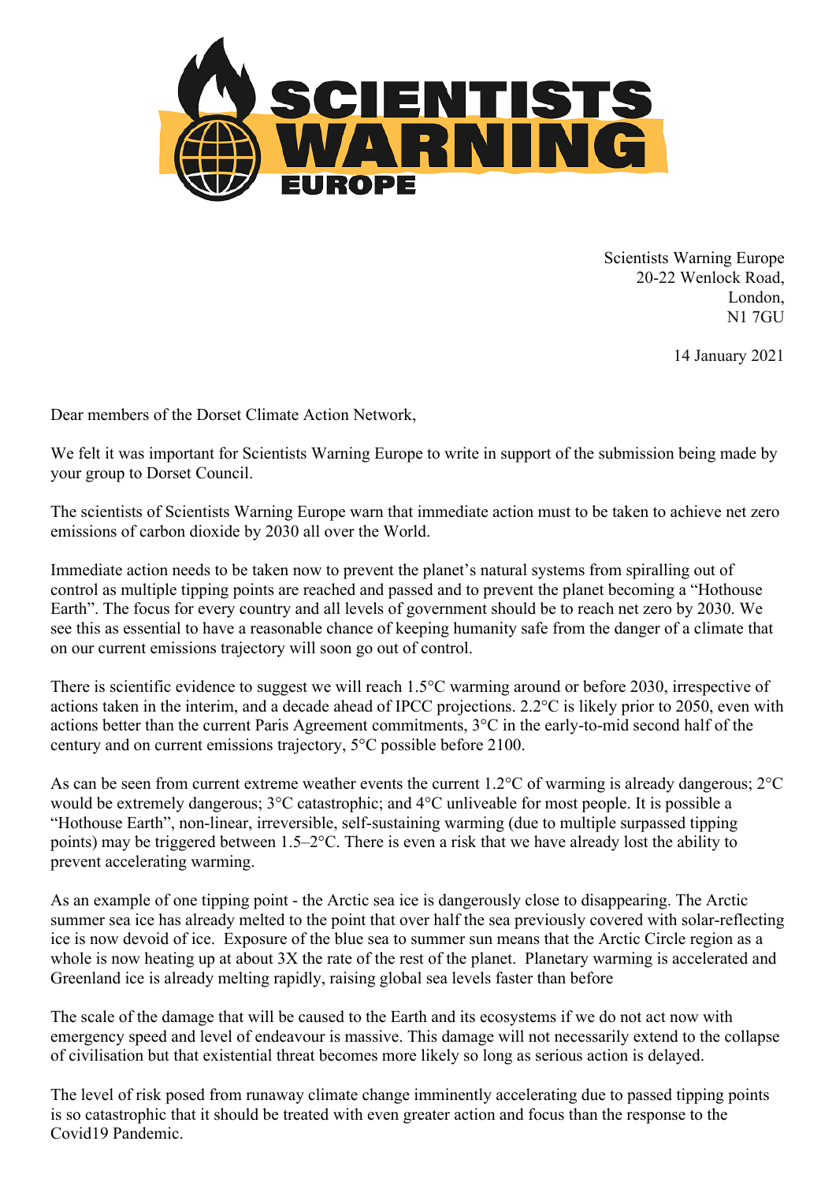# SCIENTISTS WARNING EUROPE

Scientists Warning Europe
20-22 Wenlock Road,
London,
N1 7GU

14 January 2021

Dear members of the Dorset Climate Action Network,

We felt it was important for Scientists Warning Europe to write in support of the submission being made by your group to Dorset Council.

The scientists of Scientists Warning Europe warn that immediate action must to be taken to achieve net zero emissions of carbon dioxide by 2030 all over the World.

Immediate action needs to be taken now to prevent the planet's natural systems from spiralling out of control as multiple tipping points are reached and passed and to prevent the planet becoming a "Hothouse Earth". The focus for every country and all levels of government should be to reach net zero by 2030. We see this as essential to have a reasonable chance of keeping humanity safe from the danger of a climate that on our current emissions trajectory will soon go out of control.

There is scientific evidence to suggest we will reach 1.5°C warming around or before 2030, irrespective of actions taken in the interim, and a decade ahead of IPCC projections. 2.2°C is likely prior to 2050, even with actions better than the current Paris Agreement commitments, 3°C in the early-to-mid second half of the century and on current emissions trajectory, 5°C possible before 2100.

As can be seen from current extreme weather events the current 1.2°C of warming is already dangerous; 2°C would be extremely dangerous; 3°C catastrophic; and 4°C unliveable for most people. It is possible a "Hothouse Earth", non-linear, irreversible, self-sustaining warming (due to multiple surpassed tipping points) may be triggered between 1.5–2°C. There is even a risk that we have already lost the ability to prevent accelerating warming.

As an example of one tipping point - the Arctic sea ice is dangerously close to disappearing. The Arctic summer sea ice has already melted to the point that over half the sea previously covered with solar-reflecting ice is now devoid of ice. Exposure of the blue sea to summer sun means that the Arctic Circle region as a whole is now heating up at about 3X the rate of the rest of the planet. Planetary warming is accelerated and Greenland ice is already melting rapidly, raising global sea levels faster than before

The scale of the damage that will be caused to the Earth and its ecosystems if we do not act now with emergency speed and level of endeavour is massive. This damage will not necessarily extend to the collapse of civilisation but that existential threat becomes more likely so long as serious action is delayed.

The level of risk posed from runaway climate change imminently accelerating due to passed tipping points is so catastrophic that it should be treated with even greater action and focus than the response to the Covid19 Pandemic.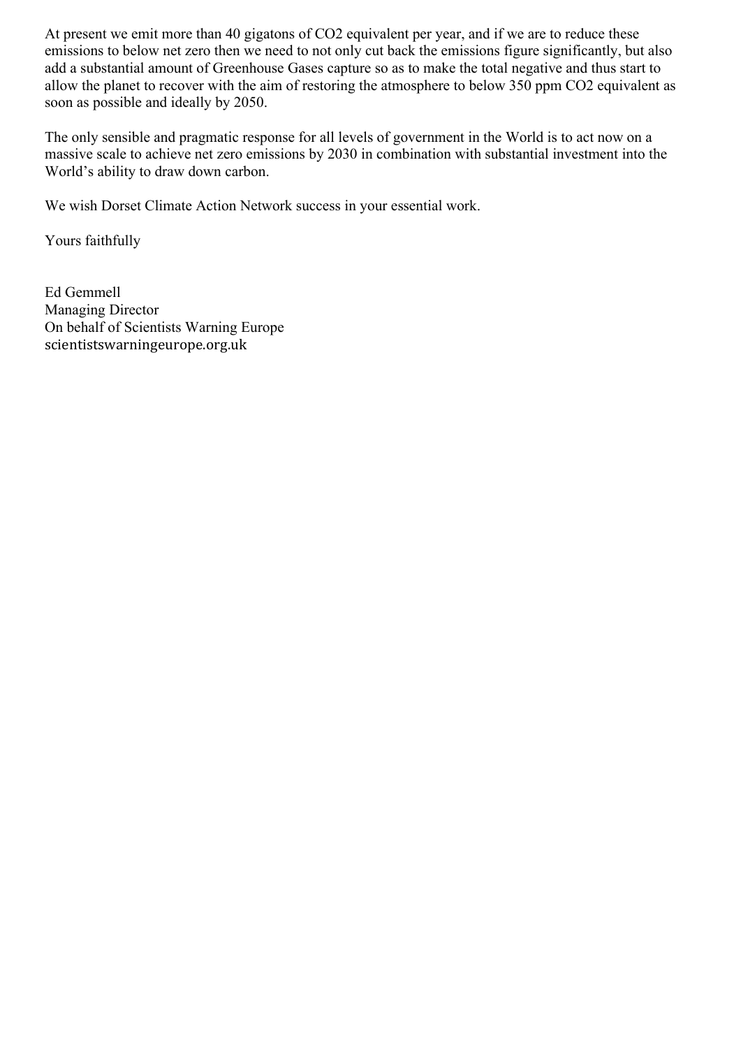At present we emit more than 40 gigatons of $CO_2$ equivalent per year, and if we are to reduce these emissions to below net zero then we need to not only cut back the emissions figure significantly, but also add a substantial amount of Greenhouse Gases capture so as to make the total negative and thus start to allow the planet to recover with the aim of restoring the atmosphere to below 350 ppm $CO_2$ equivalent as soon as possible and ideally by 2050.

The only sensible and pragmatic response for all levels of government in the World is to act now on a massive scale to achieve net zero emissions by 2030 in combination with substantial investment into the World's ability to draw down carbon.

We wish Dorset Climate Action Network success in your essential work.

Yours faithfully

Ed Gemmell
Managing Director
On behalf of Scientists Warning Europe
scientistswarningeurope.org.uk